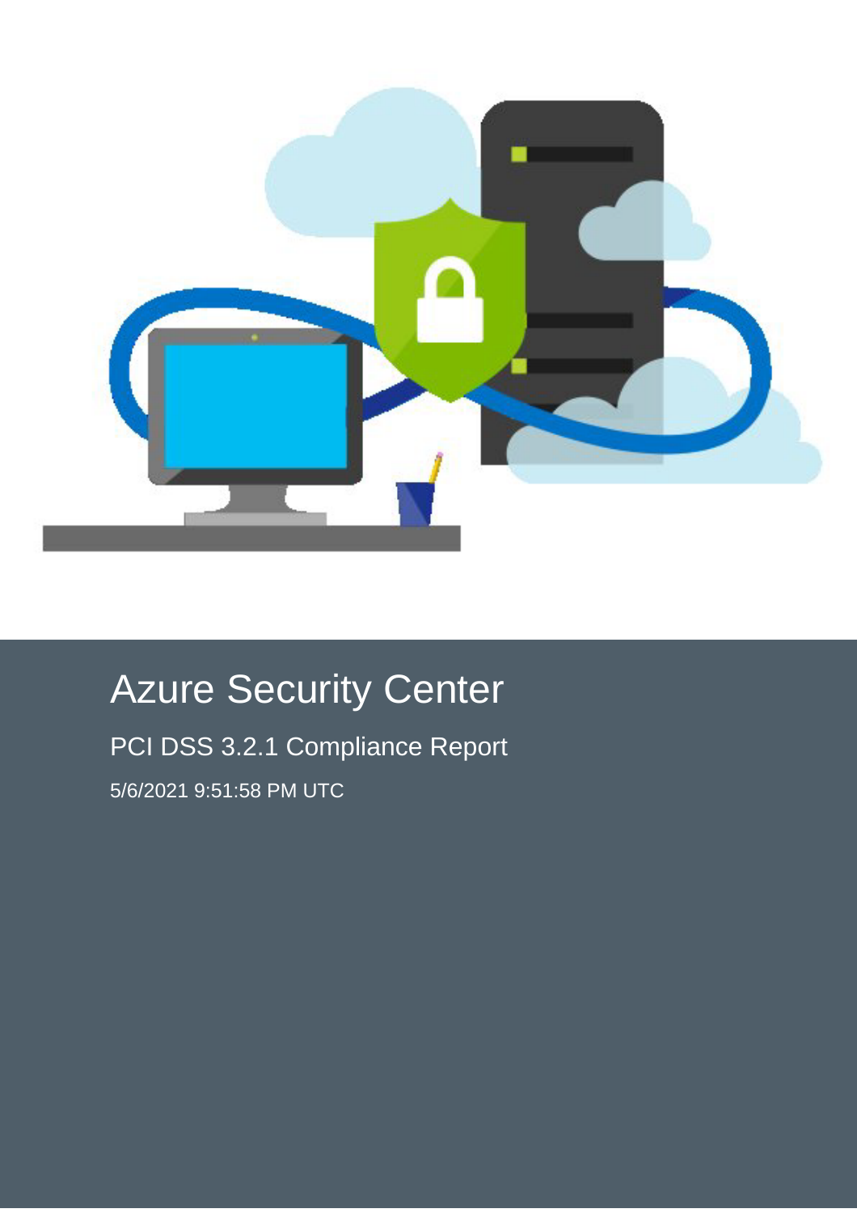# Azure Security Center

## PCI DSS 3.2.1 Compliance Report

5/6/2021 9:51:58 PM UTC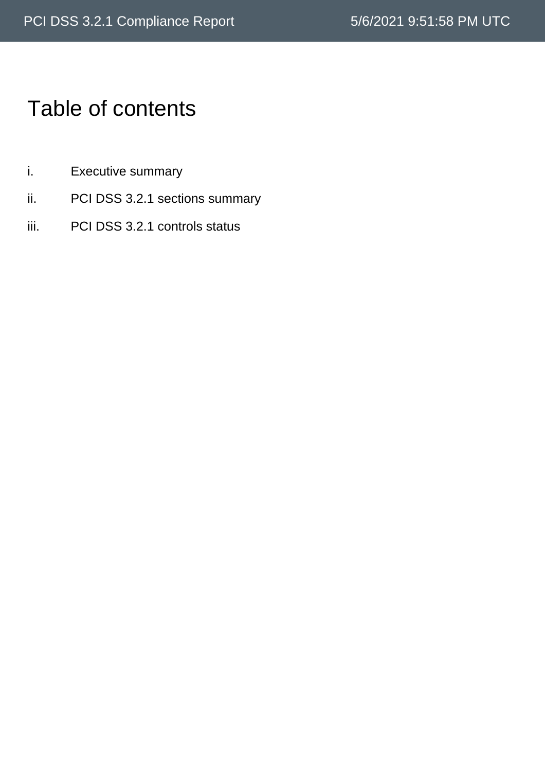# Table of contents

i. Executive summary

ii. PCI DSS 3.2.1 sections summary

iii. PCI DSS 3.2.1 controls status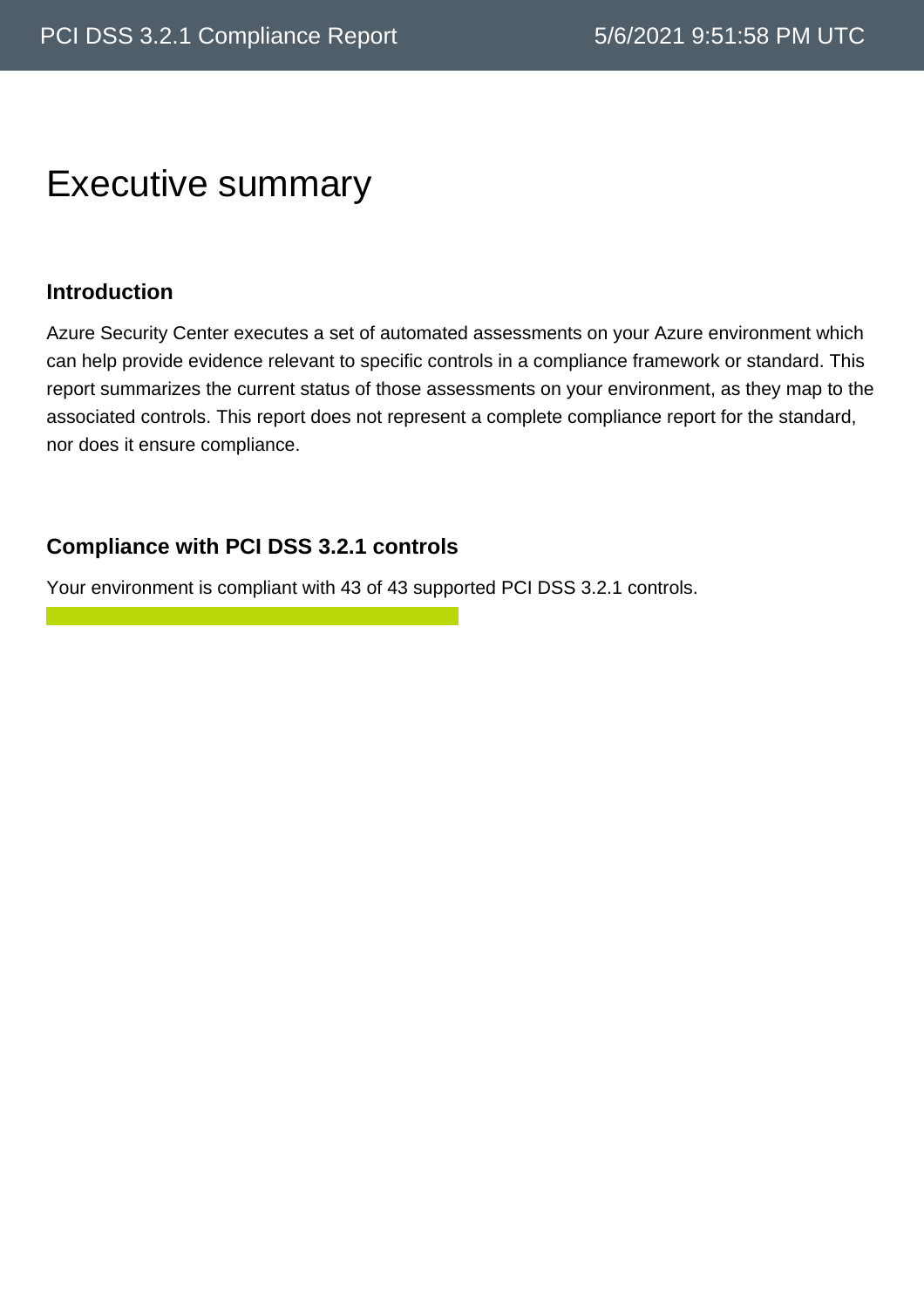# Executive summary

### Introduction

Azure Security Center executes a set of automated assessments on your Azure environment which can help provide evidence relevant to specific controls in a compliance framework or standard. This report summarizes the current status of those assessments on your environment, as they map to the associated controls. This report does not represent a complete compliance report for the standard, nor does it ensure compliance.

### Compliance with PCI DSS 3.2.1 controls

Your environment is compliant with 43 of 43 supported PCI DSS 3.2.1 controls.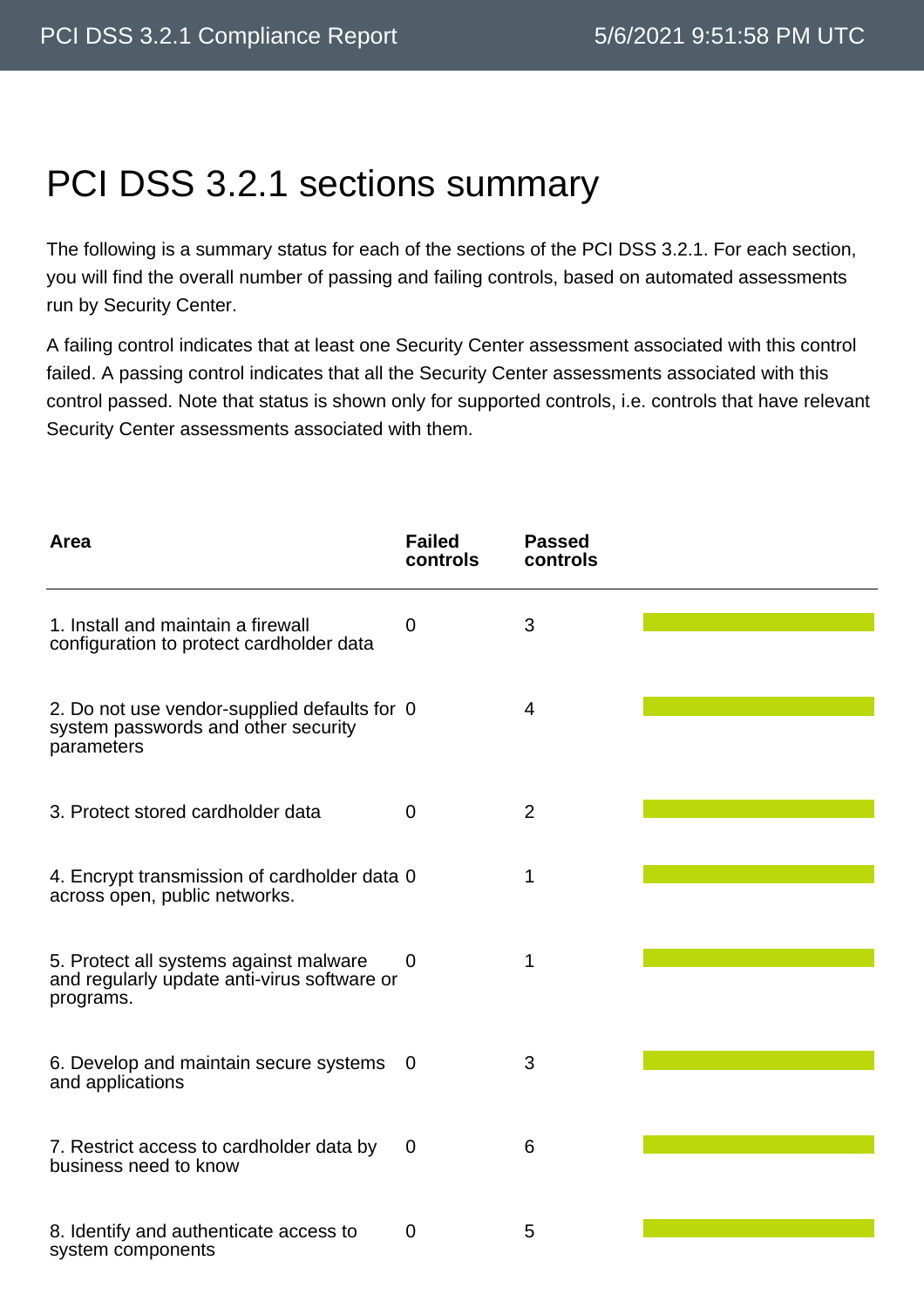# PCI DSS 3.2.1 sections summary

The following is a summary status for each of the sections of the PCI DSS 3.2.1. For each section, you will find the overall number of passing and failing controls, based on automated assessments run by Security Center.

A failing control indicates that at least one Security Center assessment associated with this control failed. A passing control indicates that all the Security Center assessments associated with this control passed. Note that status is shown only for supported controls, i.e. controls that have relevant Security Center assessments associated with them.

| Area | Failed controls | Passed controls |
| --- | --- | --- |
| 1. Install and maintain a firewall configuration to protect cardholder data | 0 | 3 |
| 2. Do not use vendor-supplied defaults for system passwords and other security parameters | 0 | 4 |
| 3. Protect stored cardholder data | 0 | 2 |
| 4. Encrypt transmission of cardholder data across open, public networks. | 0 | 1 |
| 5. Protect all systems against malware and regularly update anti-virus software or programs. | 0 | 1 |
| 6. Develop and maintain secure systems and applications | 0 | 3 |
| 7. Restrict access to cardholder data by business need to know | 0 | 6 |
| 8. Identify and authenticate access to system components | 0 | 5 |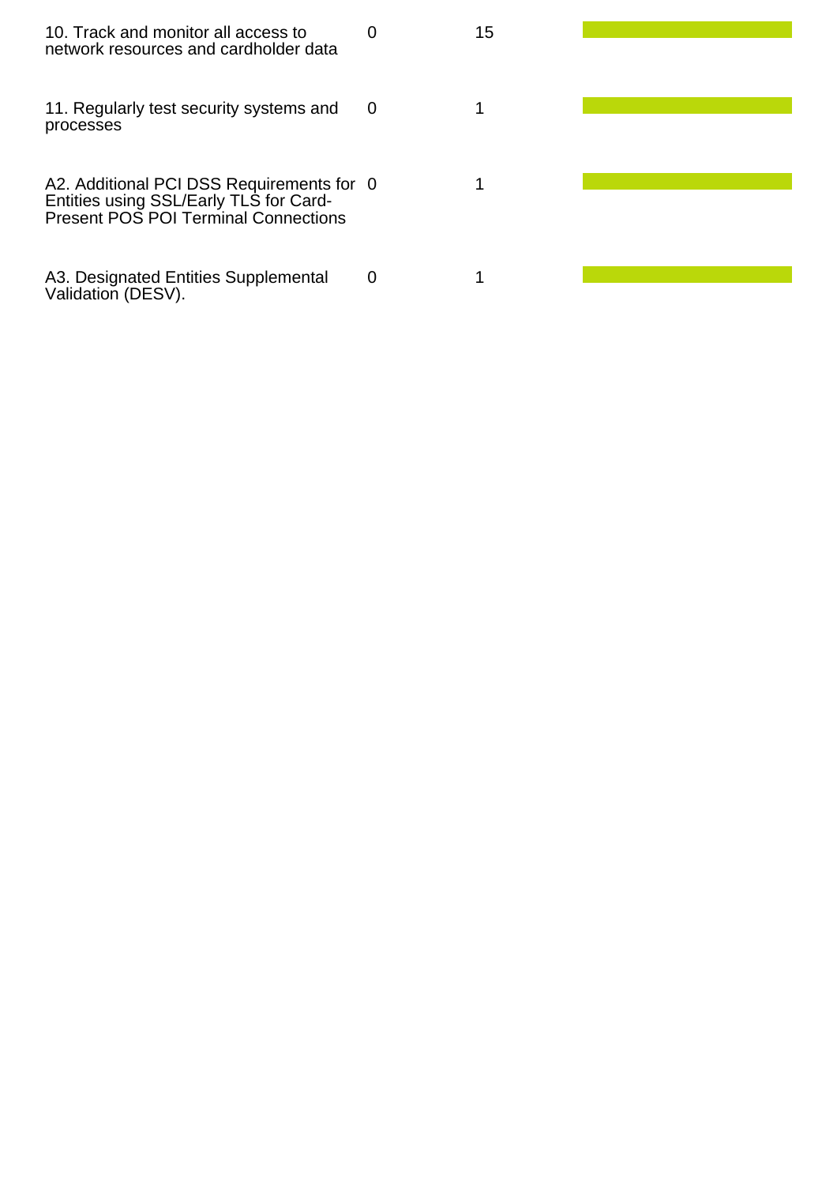| | | | |
|---|---|---|---|
| 10. Track and monitor all access to network resources and cardholder data | 0 | 15 | |
| 11. Regularly test security systems and processes | 0 | 1 | |
| A2. Additional PCI DSS Requirements for Entities using SSL/Early TLS for Card-Present POS POI Terminal Connections | 0 | 1 | |
| A3. Designated Entities Supplemental Validation (DESV). | 0 | 1 | |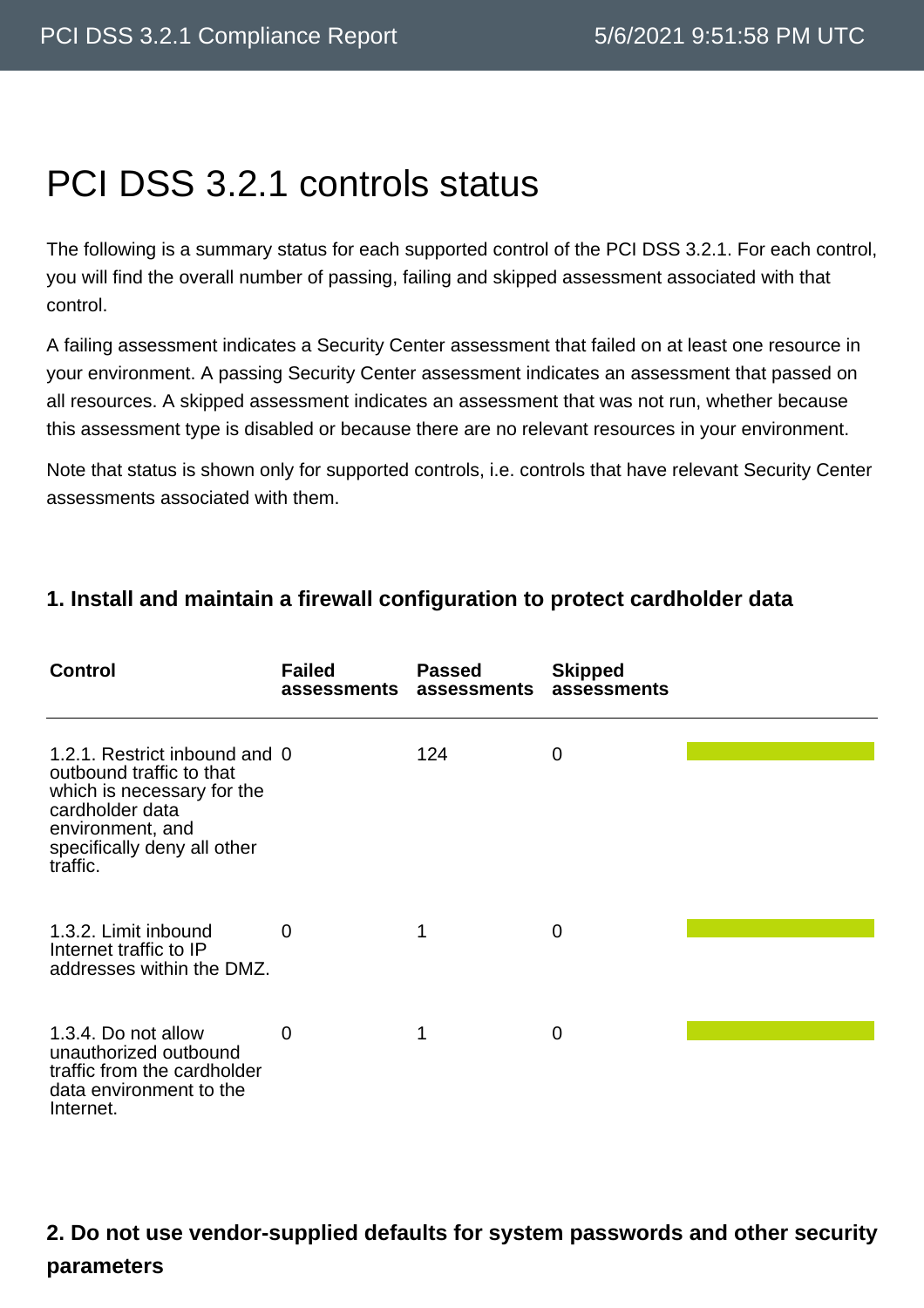# PCI DSS 3.2.1 controls status

The following is a summary status for each supported control of the PCI DSS 3.2.1. For each control, you will find the overall number of passing, failing and skipped assessment associated with that control.

A failing assessment indicates a Security Center assessment that failed on at least one resource in your environment. A passing Security Center assessment indicates an assessment that passed on all resources. A skipped assessment indicates an assessment that was not run, whether because this assessment type is disabled or because there are no relevant resources in your environment.

Note that status is shown only for supported controls, i.e. controls that have relevant Security Center assessments associated with them.

### 1. Install and maintain a firewall configuration to protect cardholder data

| Control | Failed assessments | Passed assessments | Skipped assessments |
|---|---|---|---|
| 1.2.1. Restrict inbound and outbound traffic to that which is necessary for the cardholder data environment, and specifically deny all other traffic. | 0 | 124 | 0 |
| 1.3.2. Limit inbound Internet traffic to IP addresses within the DMZ. | 0 | 1 | 0 |
| 1.3.4. Do not allow unauthorized outbound traffic from the cardholder data environment to the Internet. | 0 | 1 | 0 |

### 2. Do not use vendor-supplied defaults for system passwords and other security parameters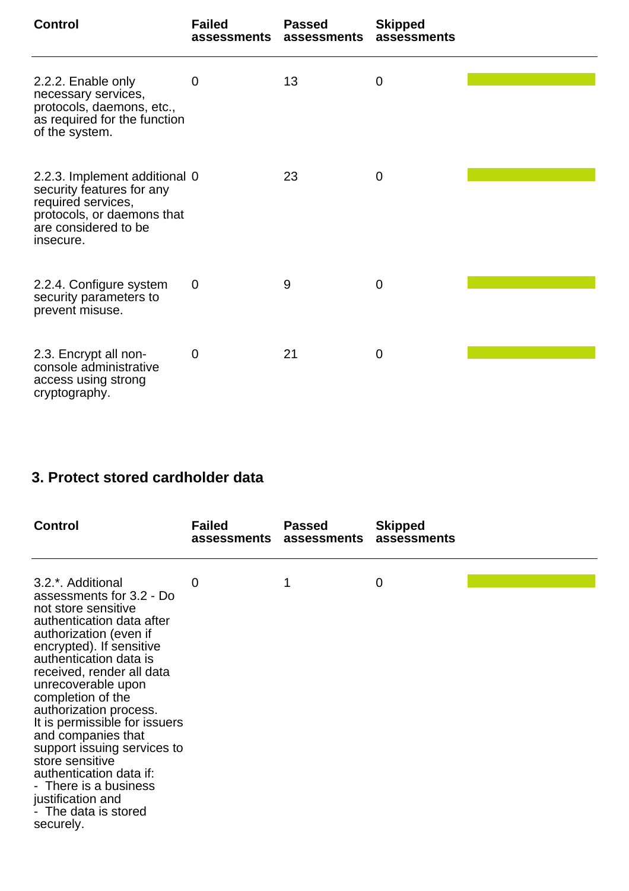| Control | Failed assessments | Passed assessments | Skipped assessments | |
|---|---|---|---|---|
| 2.2.2. Enable only necessary services, protocols, daemons, etc., as required for the function of the system. | 0 | 13 | 0 | |
| 2.2.3. Implement additional security features for any required services, protocols, or daemons that are considered to be insecure. | 0 | 23 | 0 | |
| 2.2.4. Configure system security parameters to prevent misuse. | 0 | 9 | 0 | |
| 2.3. Encrypt all non-console administrative access using strong cryptography. | 0 | 21 | 0 | |

## 3. Protect stored cardholder data

| Control | Failed assessments | Passed assessments | Skipped assessments | |
|---|---|---|---|---|
| 3.2.*. Additional assessments for 3.2 - Do not store sensitive authentication data after authorization (even if encrypted). If sensitive authentication data is received, render all data unrecoverable upon completion of the authorization process. It is permissible for issuers and companies that support issuing services to store sensitive authentication data if: - There is a business justification and - The data is stored securely. | 0 | 1 | 0 | |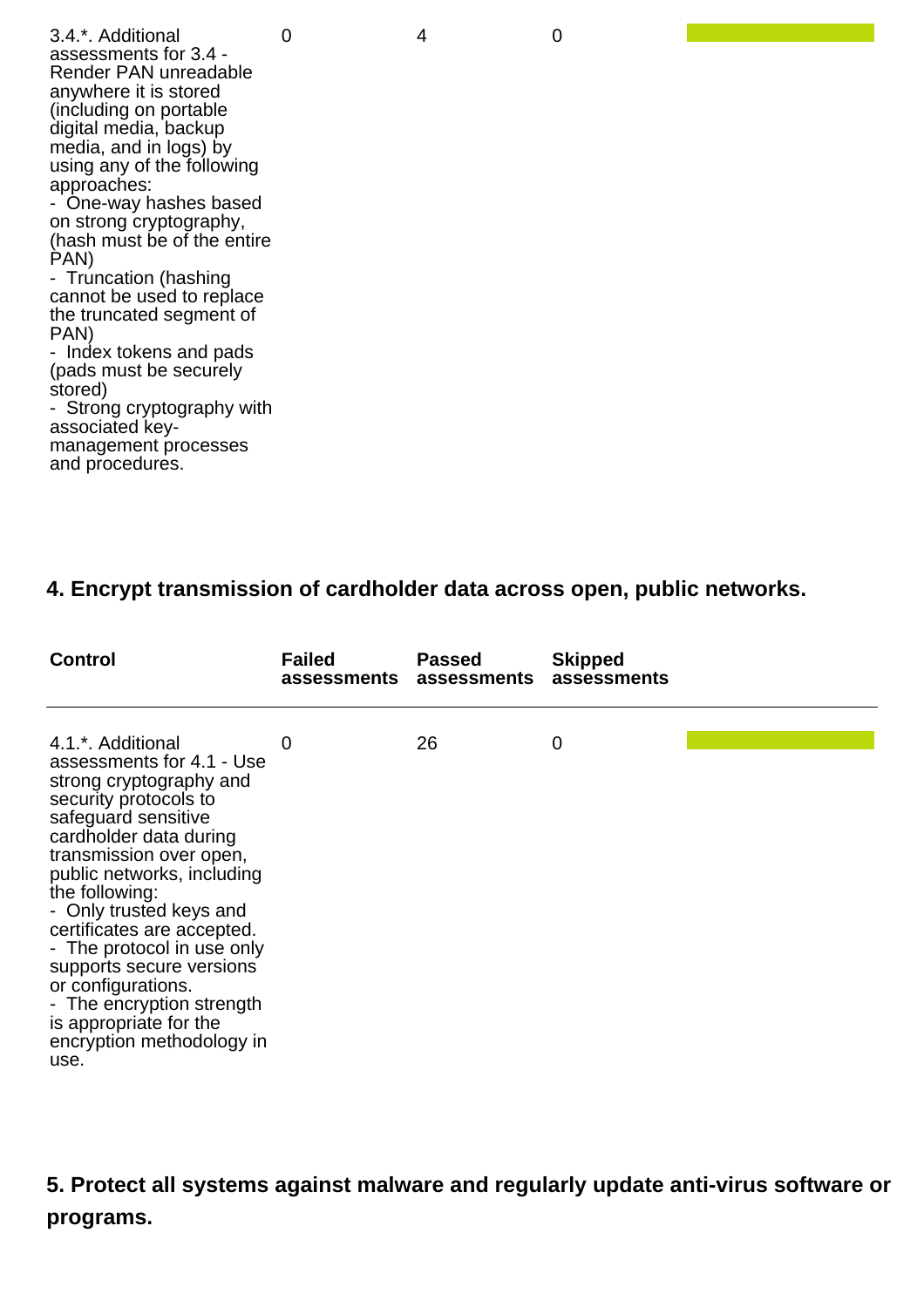| | | | | |
|---|---|---|---|---|
| 3.4.*. Additional assessments for 3.4 - Render PAN unreadable anywhere it is stored (including on portable digital media, backup media, and in logs) by using any of the following approaches:<br>- One-way hashes based on strong cryptography, (hash must be of the entire PAN)<br>- Truncation (hashing cannot be used to replace the truncated segment of PAN)<br>- Index tokens and pads (pads must be securely stored)<br>- Strong cryptography with associated key-management processes and procedures. | 0 | 4 | 0 | |

## 4. Encrypt transmission of cardholder data across open, public networks.

| Control | Failed assessments | Passed assessments | Skipped assessments | |
|---|---|---|---|---|
| 4.1.*. Additional assessments for 4.1 - Use strong cryptography and security protocols to safeguard sensitive cardholder data during transmission over open, public networks, including the following:<br>- Only trusted keys and certificates are accepted.<br>- The protocol in use only supports secure versions or configurations.<br>- The encryption strength is appropriate for the encryption methodology in use. | 0 | 26 | 0 | |

## 5. Protect all systems against malware and regularly update anti-virus software or programs.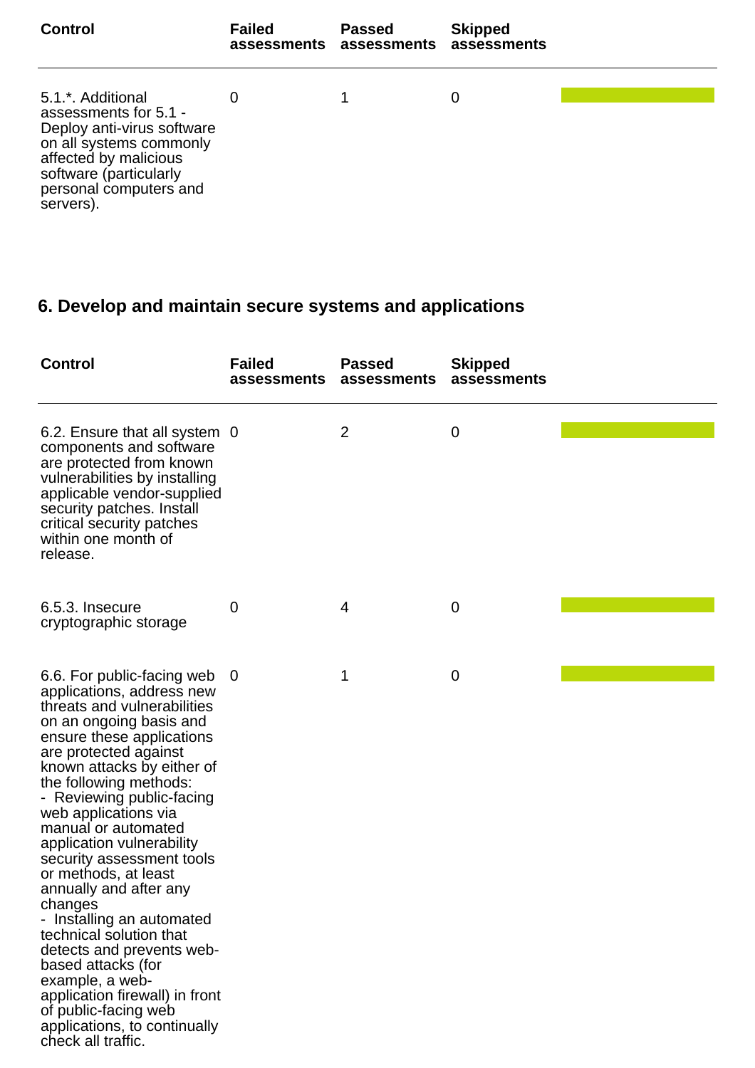| Control | Failed assessments | Passed assessments | Skipped assessments |  |
|---|---|---|---|---|
| 5.1.*. Additional assessments for 5.1 - Deploy anti-virus software on all systems commonly affected by malicious software (particularly personal computers and servers). | 0 | 1 | 0 |  |

## 6. Develop and maintain secure systems and applications

| Control | Failed assessments | Passed assessments | Skipped assessments |  |
|---|---|---|---|---|
| 6.2. Ensure that all system components and software are protected from known vulnerabilities by installing applicable vendor-supplied security patches. Install critical security patches within one month of release. | 0 | 2 | 0 |  |
| 6.5.3. Insecure cryptographic storage | 0 | 4 | 0 |  |
| 6.6. For public-facing web applications, address new threats and vulnerabilities on an ongoing basis and ensure these applications are protected against known attacks by either of the following methods:<br>- Reviewing public-facing web applications via manual or automated application vulnerability security assessment tools or methods, at least annually and after any changes<br>- Installing an automated technical solution that detects and prevents web-based attacks (for example, a web-application firewall) in front of public-facing web applications, to continually check all traffic. | 0 | 1 | 0 |  |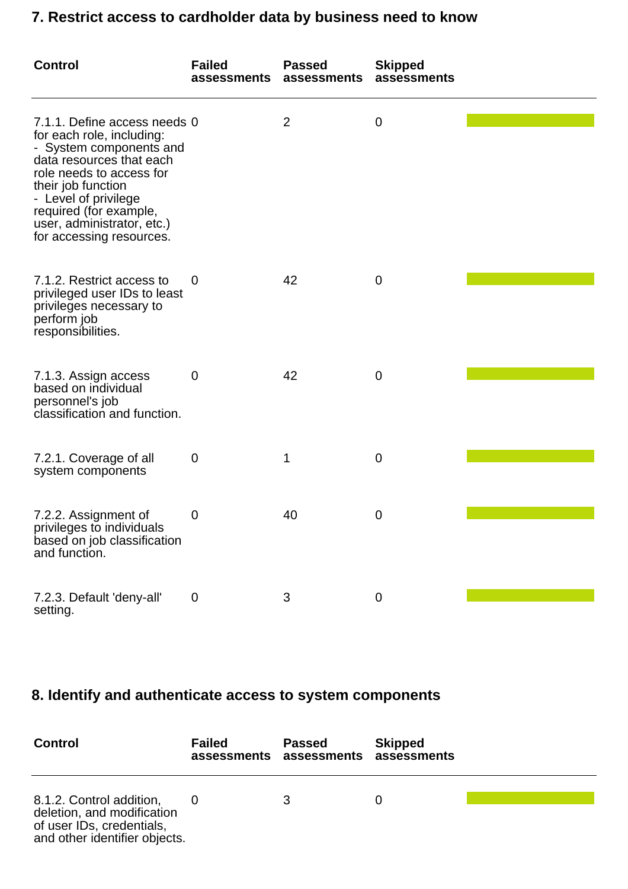## 7. Restrict access to cardholder data by business need to know

| Control | Failed assessments | Passed assessments | Skipped assessments |
|---|---|---|---|
| 7.1.1. Define access needs for each role, including: - System components and data resources that each role needs to access for their job function - Level of privilege required (for example, user, administrator, etc.) for accessing resources. | 0 | 2 | 0 |
| 7.1.2. Restrict access to privileged user IDs to least privileges necessary to perform job responsibilities. | 0 | 42 | 0 |
| 7.1.3. Assign access based on individual personnel's job classification and function. | 0 | 42 | 0 |
| 7.2.1. Coverage of all system components | 0 | 1 | 0 |
| 7.2.2. Assignment of privileges to individuals based on job classification and function. | 0 | 40 | 0 |
| 7.2.3. Default 'deny-all' setting. | 0 | 3 | 0 |

## 8. Identify and authenticate access to system components

| Control | Failed assessments | Passed assessments | Skipped assessments |
|---|---|---|---|
| 8.1.2. Control addition, deletion, and modification of user IDs, credentials, and other identifier objects. | 0 | 3 | 0 |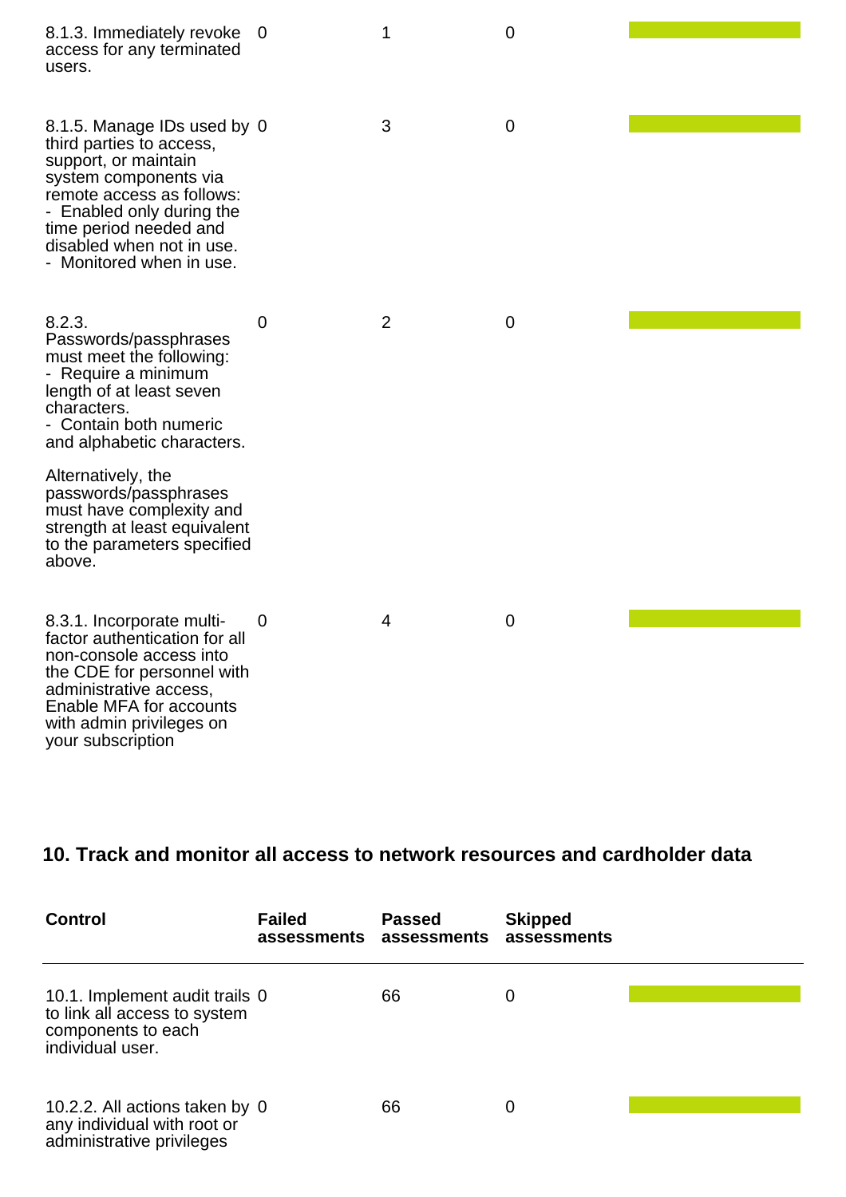| Control | Failed assessments | Passed assessments | Skipped assessments | |
|---|---|---|---|---|
| 8.1.3. Immediately revoke access for any terminated users. | 0 | 1 | 0 | |
| 8.1.5. Manage IDs used by third parties to access, support, or maintain system components via remote access as follows:<br>- Enabled only during the time period needed and disabled when not in use.<br>- Monitored when in use. | 0 | 3 | 0 | |
| 8.2.3. Passwords/passphrases must meet the following:<br>- Require a minimum length of at least seven characters.<br>- Contain both numeric and alphabetic characters.<br><br>Alternatively, the passwords/passphrases must have complexity and strength at least equivalent to the parameters specified above. | 0 | 2 | 0 | |
| 8.3.1. Incorporate multi-factor authentication for all non-console access into the CDE for personnel with administrative access, Enable MFA for accounts with admin privileges on your subscription | 0 | 4 | 0 | |

## 10. Track and monitor all access to network resources and cardholder data

| Control | Failed assessments | Passed assessments | Skipped assessments | |
|---|---|---|---|---|
| 10.1. Implement audit trails to link all access to system components to each individual user. | 0 | 66 | 0 | |
| 10.2.2. All actions taken by any individual with root or administrative privileges | 0 | 66 | 0 | |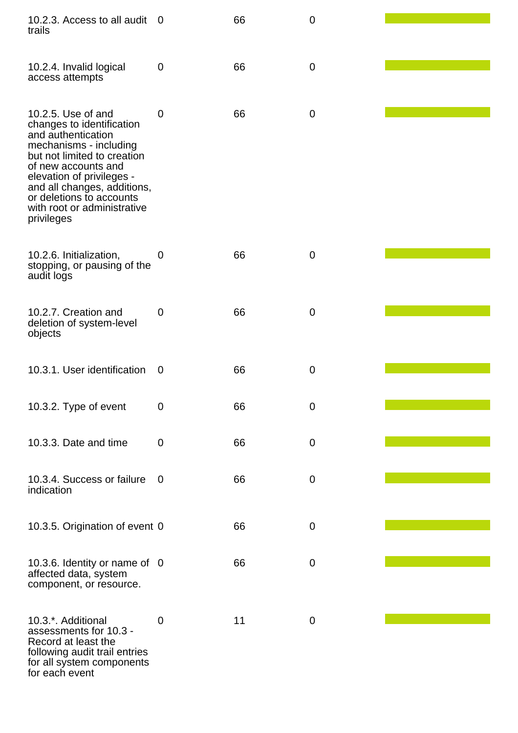| | | | | |
|---|---|---|---|---|
| 10.2.3. Access to all audit trails | 0 | 66 | 0 | |
| 10.2.4. Invalid logical access attempts | 0 | 66 | 0 | |
| 10.2.5. Use of and changes to identification and authentication mechanisms - including but not limited to creation of new accounts and elevation of privileges - and all changes, additions, or deletions to accounts with root or administrative privileges | 0 | 66 | 0 | |
| 10.2.6. Initialization, stopping, or pausing of the audit logs | 0 | 66 | 0 | |
| 10.2.7. Creation and deletion of system-level objects | 0 | 66 | 0 | |
| 10.3.1. User identification | 0 | 66 | 0 | |
| 10.3.2. Type of event | 0 | 66 | 0 | |
| 10.3.3. Date and time | 0 | 66 | 0 | |
| 10.3.4. Success or failure indication | 0 | 66 | 0 | |
| 10.3.5. Origination of event | 0 | 66 | 0 | |
| 10.3.6. Identity or name of affected data, system component, or resource. | 0 | 66 | 0 | |
| 10.3.*. Additional assessments for 10.3 - Record at least the following audit trail entries for all system components for each event | 0 | 11 | 0 | |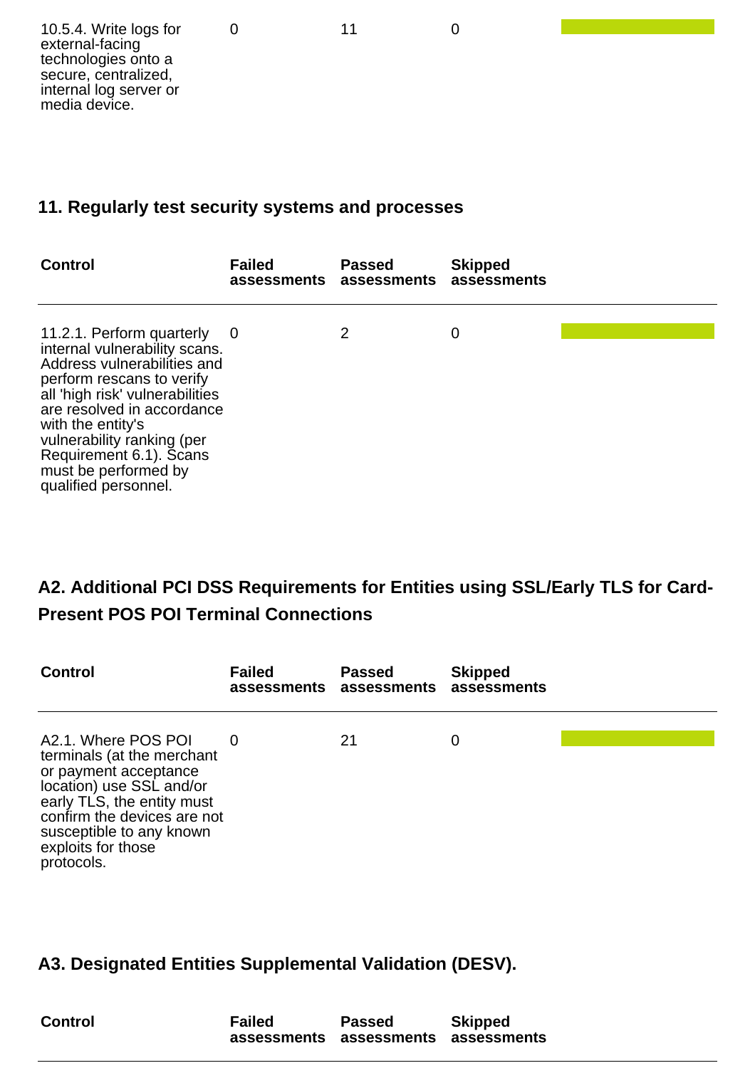| Control | Failed assessments | Passed assessments | Skipped assessments | |
|---|---|---|---|---|
| 10.5.4. Write logs for external-facing technologies onto a secure, centralized, internal log server or media device. | 0 | 11 | 0 | |

## 11. Regularly test security systems and processes

| Control | Failed assessments | Passed assessments | Skipped assessments | |
|---|---|---|---|---|
| 11.2.1. Perform quarterly internal vulnerability scans. Address vulnerabilities and perform rescans to verify all 'high risk' vulnerabilities are resolved in accordance with the entity's vulnerability ranking (per Requirement 6.1). Scans must be performed by qualified personnel. | 0 | 2 | 0 | |

## A2. Additional PCI DSS Requirements for Entities using SSL/Early TLS for Card-Present POS POI Terminal Connections

| Control | Failed assessments | Passed assessments | Skipped assessments | |
|---|---|---|---|---|
| A2.1. Where POS POI terminals (at the merchant or payment acceptance location) use SSL and/or early TLS, the entity must confirm the devices are not susceptible to any known exploits for those protocols. | 0 | 21 | 0 | |

## A3. Designated Entities Supplemental Validation (DESV).

| Control | Failed assessments | Passed assessments | Skipped assessments | |
|---|---|---|---|---|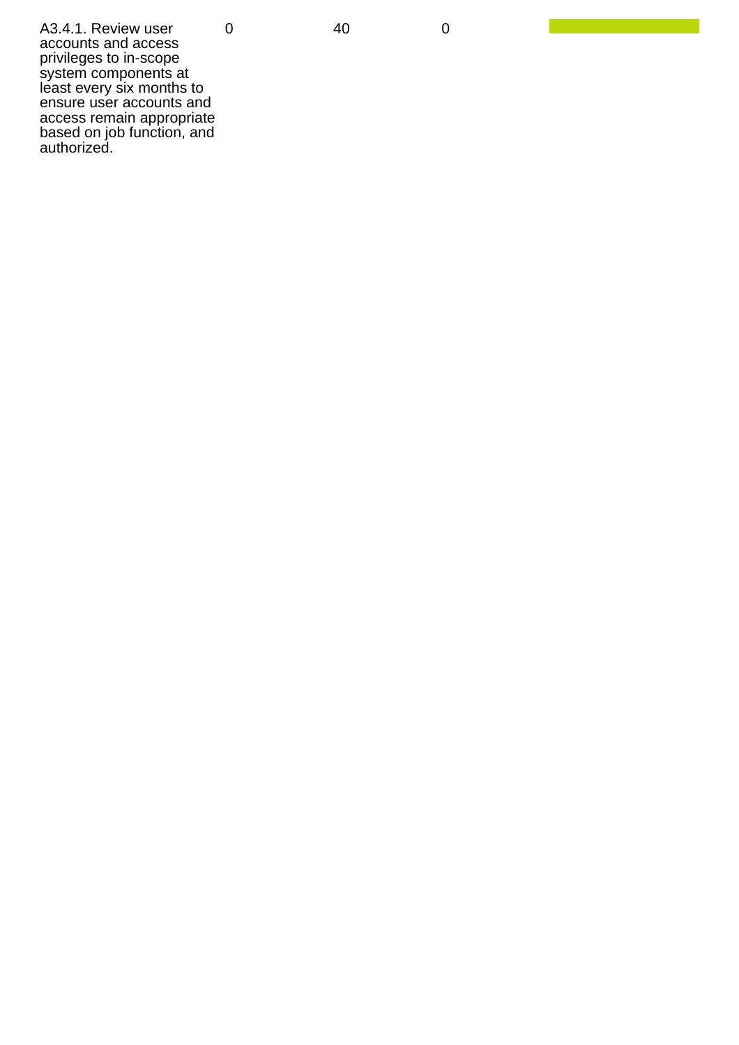| | | | | |
|---|---|---|---|---|
| A3.4.1. Review user accounts and access privileges to in-scope system components at least every six months to ensure user accounts and access remain appropriate based on job function, and authorized. | 0 | 40 | 0 | |